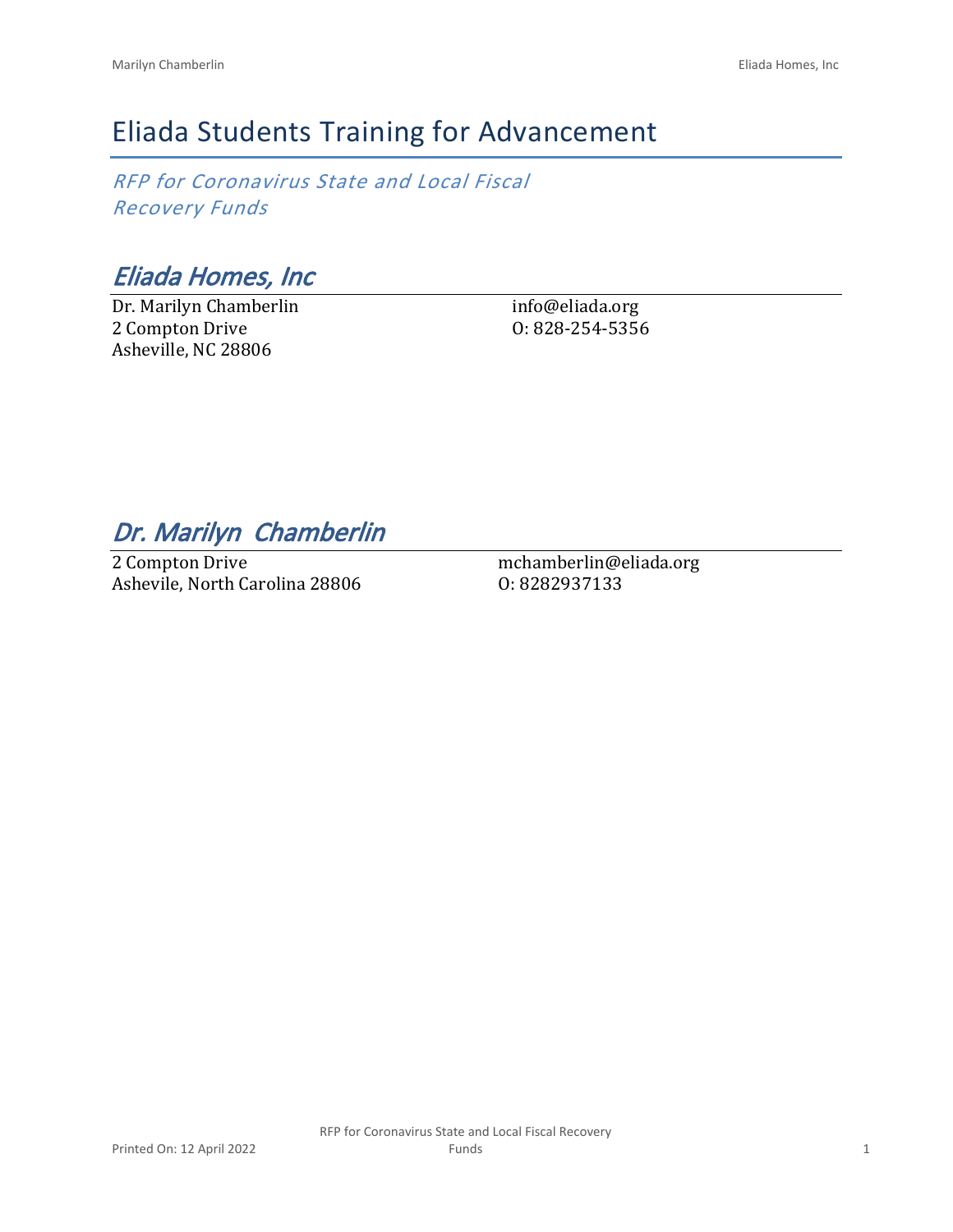# Eliada Students Training for Advancement

*RFP for Coronavirus State and Local Fiscal Recovery Funds*

## *Eliada Homes, Inc*

Dr. Marilyn Chamberlin
2 Compton Drive
Asheville, NC 28806

info@eliada.org
O: 828-254-5356

## *Dr. Marilyn Chamberlin*

2 Compton Drive
Ashevile, North Carolina 28806

mchamberlin@eliada.org
O: 8282937133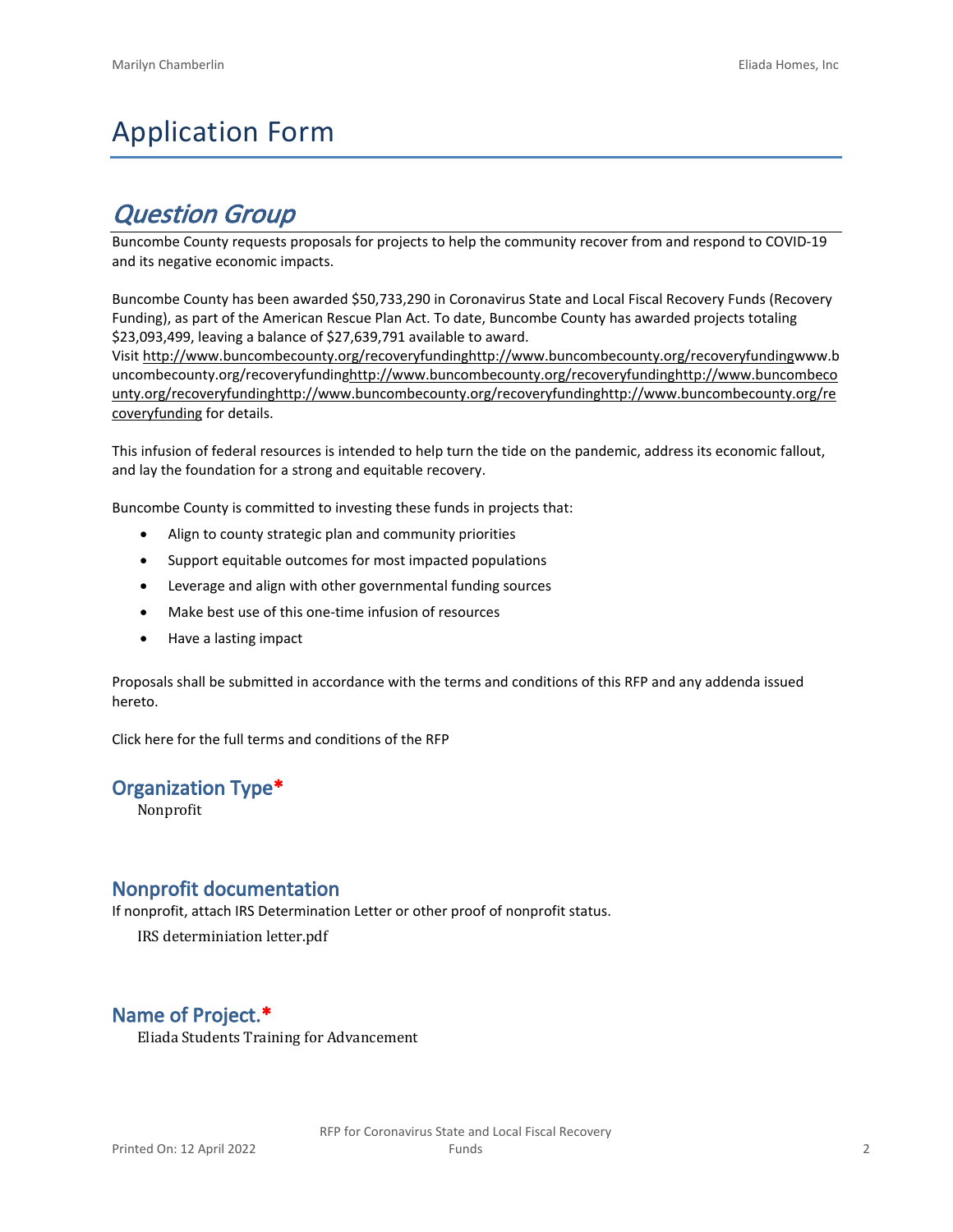# Application Form

## *Question Group*

Buncombe County requests proposals for projects to help the community recover from and respond to COVID-19 and its negative economic impacts.

Buncombe County has been awarded $50,733,290 in Coronavirus State and Local Fiscal Recovery Funds (Recovery Funding), as part of the American Rescue Plan Act. To date, Buncombe County has awarded projects totaling $23,093,499, leaving a balance of $27,639,791 available to award.

Visit http://www.buncombecounty.org/recoveryfundinghttp://www.buncombecounty.org/recoveryfundingwww.buncombecounty.org/recoveryfundinghttp://www.buncombecounty.org/recoveryfundinghttp://www.buncombecounty.org/recoveryfundinghttp://www.buncombecounty.org/recoveryfundinghttp://www.buncombecounty.org/recoveryfunding for details.

This infusion of federal resources is intended to help turn the tide on the pandemic, address its economic fallout, and lay the foundation for a strong and equitable recovery.

Buncombe County is committed to investing these funds in projects that:

- Align to county strategic plan and community priorities
- Support equitable outcomes for most impacted populations
- Leverage and align with other governmental funding sources
- Make best use of this one-time infusion of resources
- Have a lasting impact

Proposals shall be submitted in accordance with the terms and conditions of this RFP and any addenda issued hereto.

Click here for the full terms and conditions of the RFP

### Organization Type*

Nonprofit

### Nonprofit documentation

If nonprofit, attach IRS Determination Letter or other proof of nonprofit status.

IRS determiniation letter.pdf

### Name of Project.*

Eliada Students Training for Advancement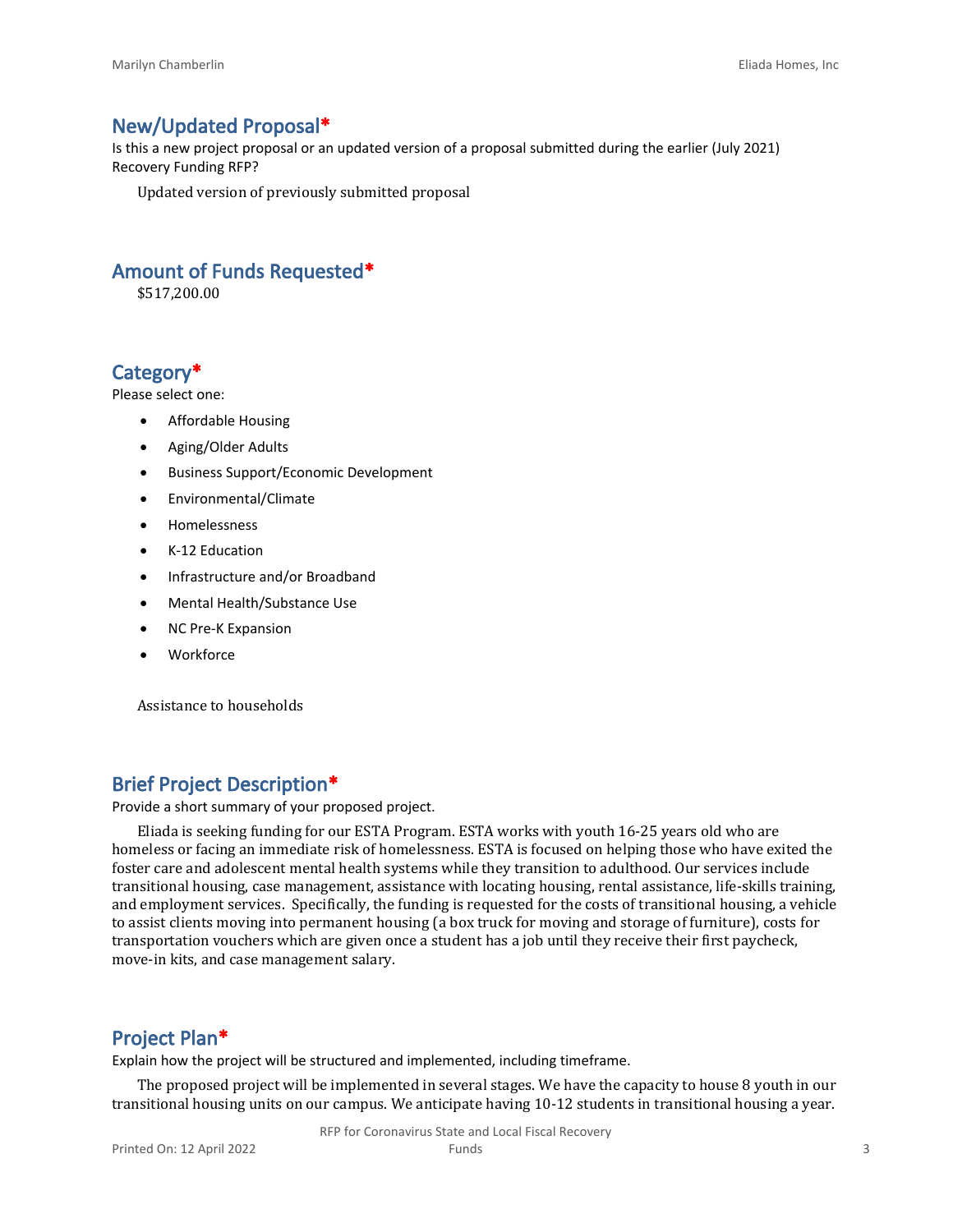## New/Updated Proposal*

Is this a new project proposal or an updated version of a proposal submitted during the earlier (July 2021) Recovery Funding RFP?

Updated version of previously submitted proposal

## Amount of Funds Requested*

$517,200.00

## Category*

Please select one:

- Affordable Housing
- Aging/Older Adults
- Business Support/Economic Development
- Environmental/Climate
- Homelessness
- K-12 Education
- Infrastructure and/or Broadband
- Mental Health/Substance Use
- NC Pre-K Expansion
- Workforce

Assistance to households

## Brief Project Description*

Provide a short summary of your proposed project.

Eliada is seeking funding for our ESTA Program. ESTA works with youth 16-25 years old who are homeless or facing an immediate risk of homelessness. ESTA is focused on helping those who have exited the foster care and adolescent mental health systems while they transition to adulthood. Our services include transitional housing, case management, assistance with locating housing, rental assistance, life-skills training, and employment services. Specifically, the funding is requested for the costs of transitional housing, a vehicle to assist clients moving into permanent housing (a box truck for moving and storage of furniture), costs for transportation vouchers which are given once a student has a job until they receive their first paycheck, move-in kits, and case management salary.

## Project Plan*

Explain how the project will be structured and implemented, including timeframe.

The proposed project will be implemented in several stages. We have the capacity to house 8 youth in our transitional housing units on our campus. We anticipate having 10-12 students in transitional housing a year.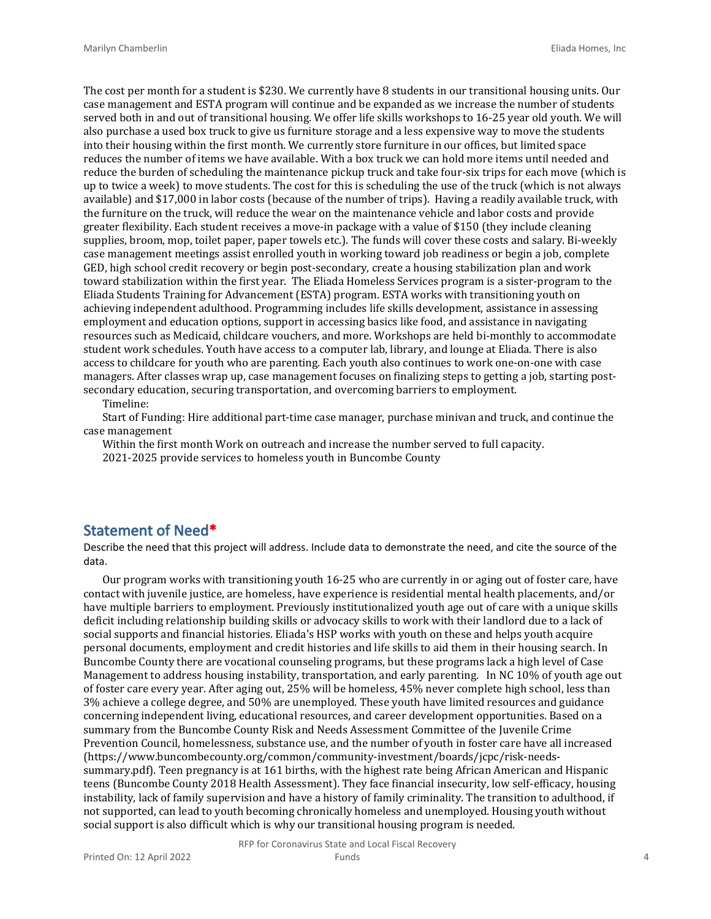The cost per month for a student is $230. We currently have 8 students in our transitional housing units. Our case management and ESTA program will continue and be expanded as we increase the number of students served both in and out of transitional housing. We offer life skills workshops to 16-25 year old youth. We will also purchase a used box truck to give us furniture storage and a less expensive way to move the students into their housing within the first month. We currently store furniture in our offices, but limited space reduces the number of items we have available. With a box truck we can hold more items until needed and reduce the burden of scheduling the maintenance pickup truck and take four-six trips for each move (which is up to twice a week) to move students. The cost for this is scheduling the use of the truck (which is not always available) and $17,000 in labor costs (because of the number of trips). Having a readily available truck, with the furniture on the truck, will reduce the wear on the maintenance vehicle and labor costs and provide greater flexibility. Each student receives a move-in package with a value of $150 (they include cleaning supplies, broom, mop, toilet paper, paper towels etc.). The funds will cover these costs and salary. Bi-weekly case management meetings assist enrolled youth in working toward job readiness or begin a job, complete GED, high school credit recovery or begin post-secondary, create a housing stabilization plan and work toward stabilization within the first year. The Eliada Homeless Services program is a sister-program to the Eliada Students Training for Advancement (ESTA) program. ESTA works with transitioning youth on achieving independent adulthood. Programming includes life skills development, assistance in assessing employment and education options, support in accessing basics like food, and assistance in navigating resources such as Medicaid, childcare vouchers, and more. Workshops are held bi-monthly to accommodate student work schedules. Youth have access to a computer lab, library, and lounge at Eliada. There is also access to childcare for youth who are parenting. Each youth also continues to work one-on-one with case managers. After classes wrap up, case management focuses on finalizing steps to getting a job, starting post-secondary education, securing transportation, and overcoming barriers to employment.

Timeline:

Start of Funding: Hire additional part-time case manager, purchase minivan and truck, and continue the case management

Within the first month Work on outreach and increase the number served to full capacity.

2021-2025 provide services to homeless youth in Buncombe County

## Statement of Need*

Describe the need that this project will address. Include data to demonstrate the need, and cite the source of the data.

Our program works with transitioning youth 16-25 who are currently in or aging out of foster care, have contact with juvenile justice, are homeless, have experience is residential mental health placements, and/or have multiple barriers to employment. Previously institutionalized youth age out of care with a unique skills deficit including relationship building skills or advocacy skills to work with their landlord due to a lack of social supports and financial histories. Eliada's HSP works with youth on these and helps youth acquire personal documents, employment and credit histories and life skills to aid them in their housing search. In Buncombe County there are vocational counseling programs, but these programs lack a high level of Case Management to address housing instability, transportation, and early parenting. In NC 10% of youth age out of foster care every year. After aging out, 25% will be homeless, 45% never complete high school, less than 3% achieve a college degree, and 50% are unemployed. These youth have limited resources and guidance concerning independent living, educational resources, and career development opportunities. Based on a summary from the Buncombe County Risk and Needs Assessment Committee of the Juvenile Crime Prevention Council, homelessness, substance use, and the number of youth in foster care have all increased (https://www.buncombecounty.org/common/community-investment/boards/jcpc/risk-needs-summary.pdf). Teen pregnancy is at 161 births, with the highest rate being African American and Hispanic teens (Buncombe County 2018 Health Assessment). They face financial insecurity, low self-efficacy, housing instability, lack of family supervision and have a history of family criminality. The transition to adulthood, if not supported, can lead to youth becoming chronically homeless and unemployed. Housing youth without social support is also difficult which is why our transitional housing program is needed.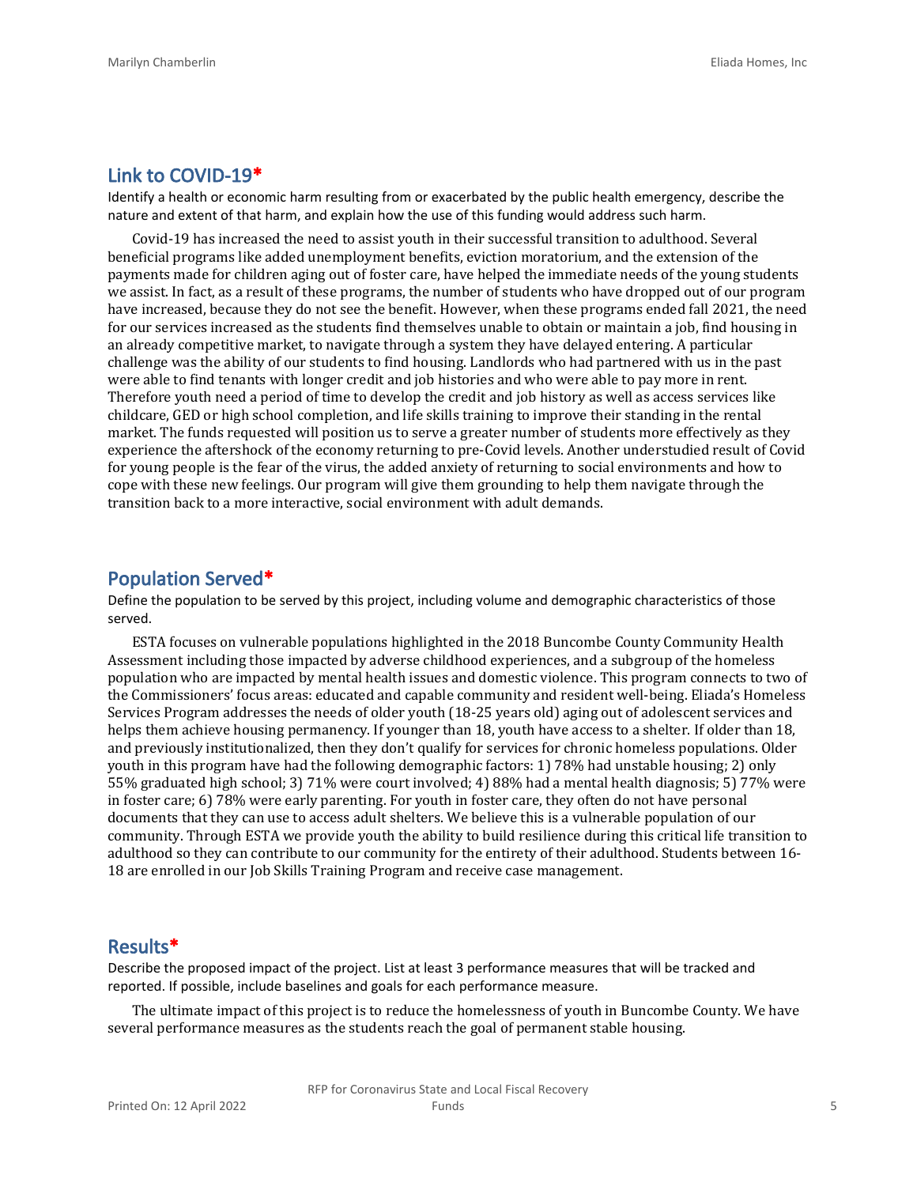## Link to COVID-19*

Identify a health or economic harm resulting from or exacerbated by the public health emergency, describe the nature and extent of that harm, and explain how the use of this funding would address such harm.

Covid-19 has increased the need to assist youth in their successful transition to adulthood. Several beneficial programs like added unemployment benefits, eviction moratorium, and the extension of the payments made for children aging out of foster care, have helped the immediate needs of the young students we assist. In fact, as a result of these programs, the number of students who have dropped out of our program have increased, because they do not see the benefit. However, when these programs ended fall 2021, the need for our services increased as the students find themselves unable to obtain or maintain a job, find housing in an already competitive market, to navigate through a system they have delayed entering. A particular challenge was the ability of our students to find housing. Landlords who had partnered with us in the past were able to find tenants with longer credit and job histories and who were able to pay more in rent. Therefore youth need a period of time to develop the credit and job history as well as access services like childcare, GED or high school completion, and life skills training to improve their standing in the rental market. The funds requested will position us to serve a greater number of students more effectively as they experience the aftershock of the economy returning to pre-Covid levels. Another understudied result of Covid for young people is the fear of the virus, the added anxiety of returning to social environments and how to cope with these new feelings. Our program will give them grounding to help them navigate through the transition back to a more interactive, social environment with adult demands.

## Population Served*

Define the population to be served by this project, including volume and demographic characteristics of those served.

ESTA focuses on vulnerable populations highlighted in the 2018 Buncombe County Community Health Assessment including those impacted by adverse childhood experiences, and a subgroup of the homeless population who are impacted by mental health issues and domestic violence. This program connects to two of the Commissioners' focus areas: educated and capable community and resident well-being. Eliada's Homeless Services Program addresses the needs of older youth (18-25 years old) aging out of adolescent services and helps them achieve housing permanency. If younger than 18, youth have access to a shelter. If older than 18, and previously institutionalized, then they don't qualify for services for chronic homeless populations. Older youth in this program have had the following demographic factors: 1) 78% had unstable housing; 2) only 55% graduated high school; 3) 71% were court involved; 4) 88% had a mental health diagnosis; 5) 77% were in foster care; 6) 78% were early parenting. For youth in foster care, they often do not have personal documents that they can use to access adult shelters. We believe this is a vulnerable population of our community. Through ESTA we provide youth the ability to build resilience during this critical life transition to adulthood so they can contribute to our community for the entirety of their adulthood. Students between 16-18 are enrolled in our Job Skills Training Program and receive case management.

## Results*

Describe the proposed impact of the project. List at least 3 performance measures that will be tracked and reported. If possible, include baselines and goals for each performance measure.

The ultimate impact of this project is to reduce the homelessness of youth in Buncombe County. We have several performance measures as the students reach the goal of permanent stable housing.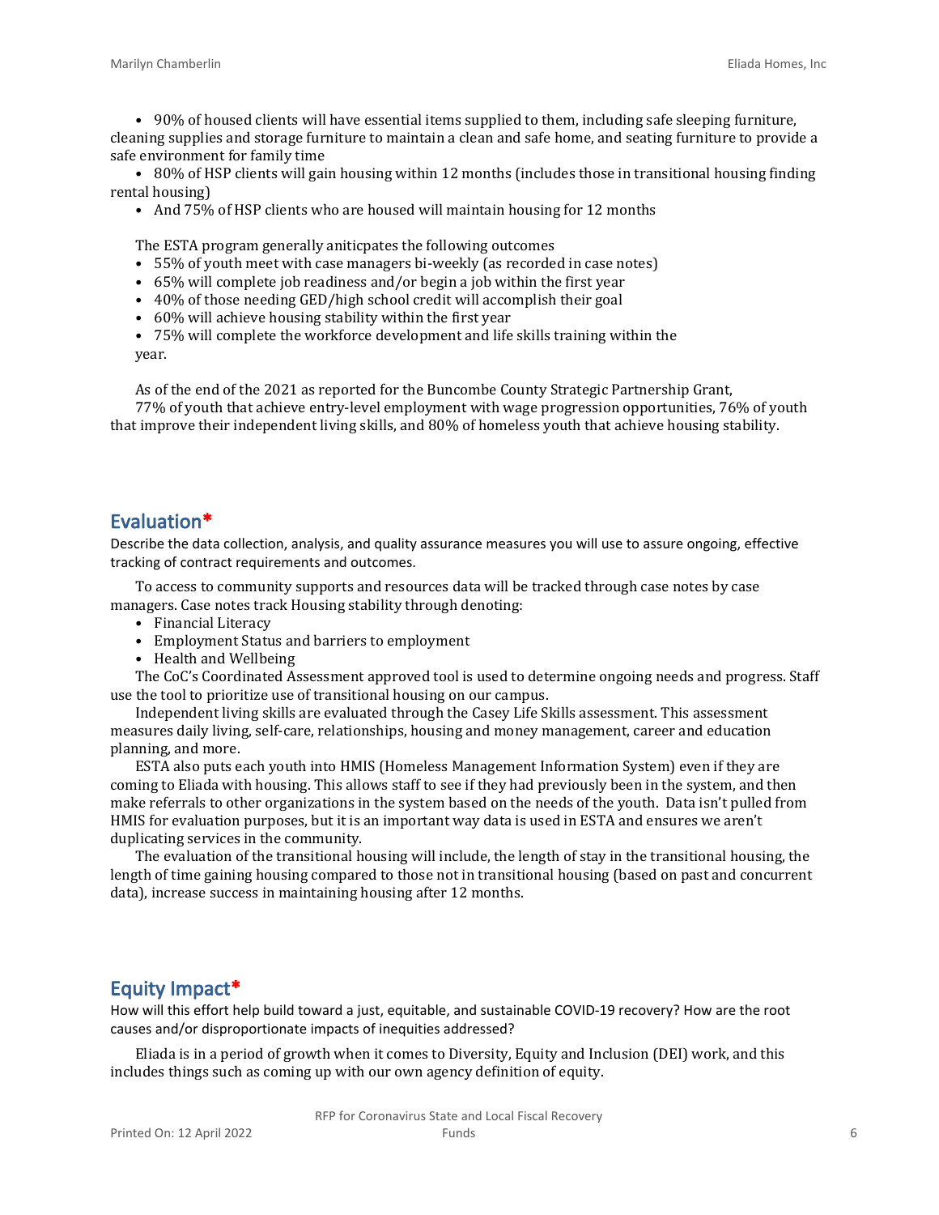- 90% of housed clients will have essential items supplied to them, including safe sleeping furniture, cleaning supplies and storage furniture to maintain a clean and safe home, and seating furniture to provide a safe environment for family time
- 80% of HSP clients will gain housing within 12 months (includes those in transitional housing finding rental housing)
- And 75% of HSP clients who are housed will maintain housing for 12 months

The ESTA program generally aniticpates the following outcomes

- 55% of youth meet with case managers bi-weekly (as recorded in case notes)
- 65% will complete job readiness and/or begin a job within the first year
- 40% of those needing GED/high school credit will accomplish their goal
- 60% will achieve housing stability within the first year
- 75% will complete the workforce development and life skills training within the year.

As of the end of the 2021 as reported for the Buncombe County Strategic Partnership Grant,

77% of youth that achieve entry-level employment with wage progression opportunities, 76% of youth that improve their independent living skills, and 80% of homeless youth that achieve housing stability.

## Evaluation*

Describe the data collection, analysis, and quality assurance measures you will use to assure ongoing, effective tracking of contract requirements and outcomes.

To access to community supports and resources data will be tracked through case notes by case managers. Case notes track Housing stability through denoting:

- Financial Literacy
- Employment Status and barriers to employment
- Health and Wellbeing

The CoC's Coordinated Assessment approved tool is used to determine ongoing needs and progress. Staff use the tool to prioritize use of transitional housing on our campus.

Independent living skills are evaluated through the Casey Life Skills assessment. This assessment measures daily living, self-care, relationships, housing and money management, career and education planning, and more.

ESTA also puts each youth into HMIS (Homeless Management Information System) even if they are coming to Eliada with housing. This allows staff to see if they had previously been in the system, and then make referrals to other organizations in the system based on the needs of the youth. Data isn't pulled from HMIS for evaluation purposes, but it is an important way data is used in ESTA and ensures we aren't duplicating services in the community.

The evaluation of the transitional housing will include, the length of stay in the transitional housing, the length of time gaining housing compared to those not in transitional housing (based on past and concurrent data), increase success in maintaining housing after 12 months.

## Equity Impact*

How will this effort help build toward a just, equitable, and sustainable COVID-19 recovery? How are the root causes and/or disproportionate impacts of inequities addressed?

Eliada is in a period of growth when it comes to Diversity, Equity and Inclusion (DEI) work, and this includes things such as coming up with our own agency definition of equity.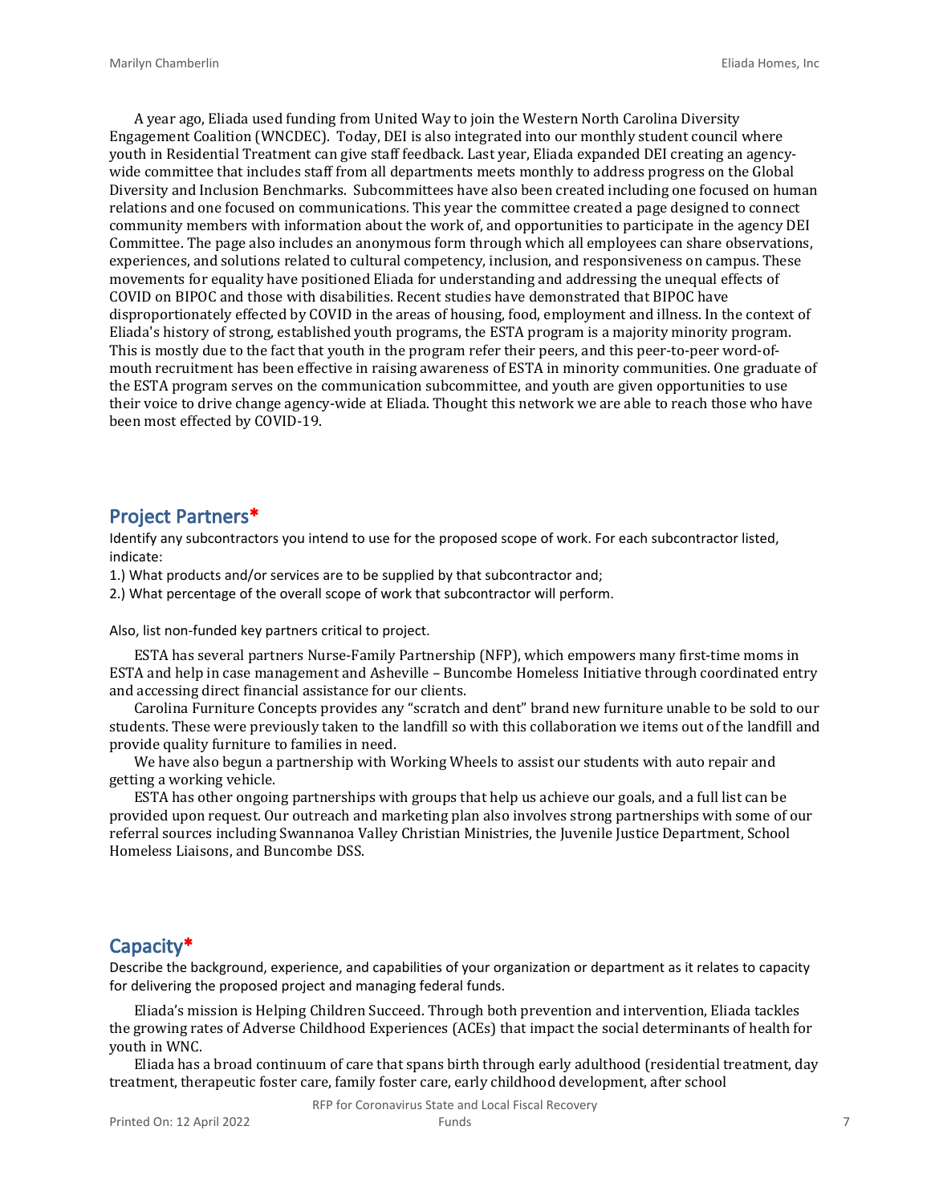A year ago, Eliada used funding from United Way to join the Western North Carolina Diversity Engagement Coalition (WNCDEC). Today, DEI is also integrated into our monthly student council where youth in Residential Treatment can give staff feedback. Last year, Eliada expanded DEI creating an agency-wide committee that includes staff from all departments meets monthly to address progress on the Global Diversity and Inclusion Benchmarks. Subcommittees have also been created including one focused on human relations and one focused on communications. This year the committee created a page designed to connect community members with information about the work of, and opportunities to participate in the agency DEI Committee. The page also includes an anonymous form through which all employees can share observations, experiences, and solutions related to cultural competency, inclusion, and responsiveness on campus. These movements for equality have positioned Eliada for understanding and addressing the unequal effects of COVID on BIPOC and those with disabilities. Recent studies have demonstrated that BIPOC have disproportionately effected by COVID in the areas of housing, food, employment and illness. In the context of Eliada's history of strong, established youth programs, the ESTA program is a majority minority program. This is mostly due to the fact that youth in the program refer their peers, and this peer-to-peer word-of-mouth recruitment has been effective in raising awareness of ESTA in minority communities. One graduate of the ESTA program serves on the communication subcommittee, and youth are given opportunities to use their voice to drive change agency-wide at Eliada. Thought this network we are able to reach those who have been most effected by COVID-19.

## Project Partners*

Identify any subcontractors you intend to use for the proposed scope of work. For each subcontractor listed, indicate:

1.) What products and/or services are to be supplied by that subcontractor and;

2.) What percentage of the overall scope of work that subcontractor will perform.

Also, list non-funded key partners critical to project.

ESTA has several partners Nurse-Family Partnership (NFP), which empowers many first-time moms in ESTA and help in case management and Asheville – Buncombe Homeless Initiative through coordinated entry and accessing direct financial assistance for our clients.

Carolina Furniture Concepts provides any "scratch and dent" brand new furniture unable to be sold to our students. These were previously taken to the landfill so with this collaboration we items out of the landfill and provide quality furniture to families in need.

We have also begun a partnership with Working Wheels to assist our students with auto repair and getting a working vehicle.

ESTA has other ongoing partnerships with groups that help us achieve our goals, and a full list can be provided upon request. Our outreach and marketing plan also involves strong partnerships with some of our referral sources including Swannanoa Valley Christian Ministries, the Juvenile Justice Department, School Homeless Liaisons, and Buncombe DSS.

## Capacity*

Describe the background, experience, and capabilities of your organization or department as it relates to capacity for delivering the proposed project and managing federal funds.

Eliada's mission is Helping Children Succeed. Through both prevention and intervention, Eliada tackles the growing rates of Adverse Childhood Experiences (ACEs) that impact the social determinants of health for youth in WNC.

Eliada has a broad continuum of care that spans birth through early adulthood (residential treatment, day treatment, therapeutic foster care, family foster care, early childhood development, after school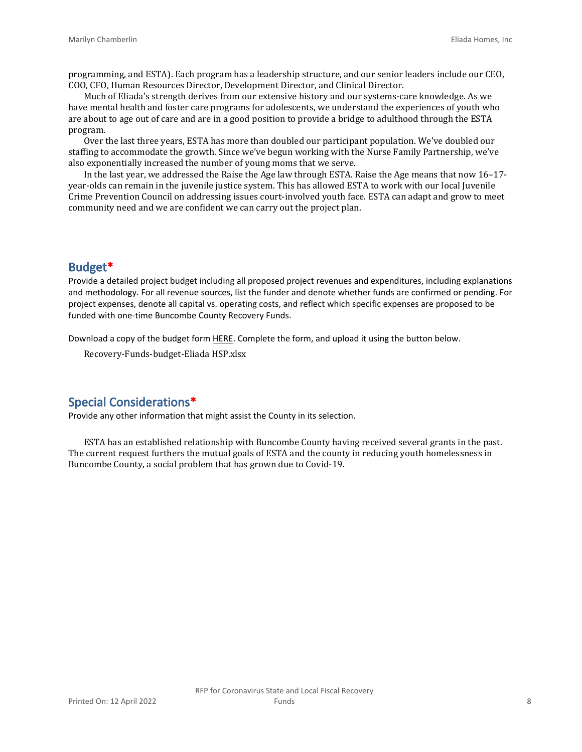programming, and ESTA). Each program has a leadership structure, and our senior leaders include our CEO, COO, CFO, Human Resources Director, Development Director, and Clinical Director.

Much of Eliada's strength derives from our extensive history and our systems-care knowledge. As we have mental health and foster care programs for adolescents, we understand the experiences of youth who are about to age out of care and are in a good position to provide a bridge to adulthood through the ESTA program.

Over the last three years, ESTA has more than doubled our participant population. We've doubled our staffing to accommodate the growth. Since we've begun working with the Nurse Family Partnership, we've also exponentially increased the number of young moms that we serve.

In the last year, we addressed the Raise the Age law through ESTA. Raise the Age means that now 16–17-year-olds can remain in the juvenile justice system. This has allowed ESTA to work with our local Juvenile Crime Prevention Council on addressing issues court-involved youth face. ESTA can adapt and grow to meet community need and we are confident we can carry out the project plan.

## Budget*

Provide a detailed project budget including all proposed project revenues and expenditures, including explanations and methodology. For all revenue sources, list the funder and denote whether funds are confirmed or pending. For project expenses, denote all capital vs. operating costs, and reflect which specific expenses are proposed to be funded with one-time Buncombe County Recovery Funds.

Download a copy of the budget form HERE. Complete the form, and upload it using the button below.

Recovery-Funds-budget-Eliada HSP.xlsx

## Special Considerations*

Provide any other information that might assist the County in its selection.

ESTA has an established relationship with Buncombe County having received several grants in the past. The current request furthers the mutual goals of ESTA and the county in reducing youth homelessness in Buncombe County, a social problem that has grown due to Covid-19.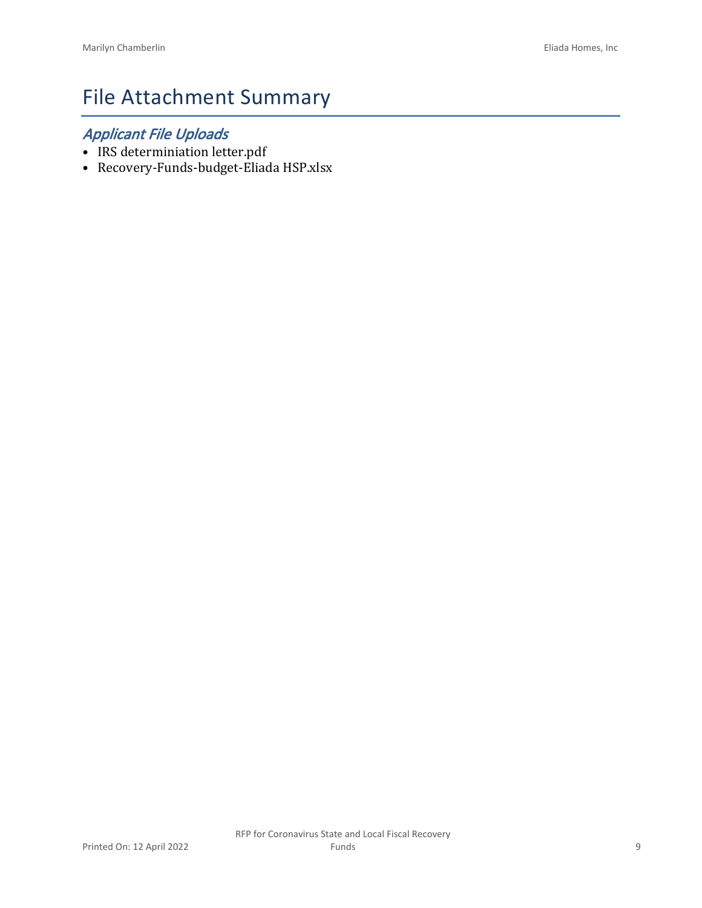# File Attachment Summary

## *Applicant File Uploads*

- IRS determiniation letter.pdf
- Recovery-Funds-budget-Eliada HSP.xlsx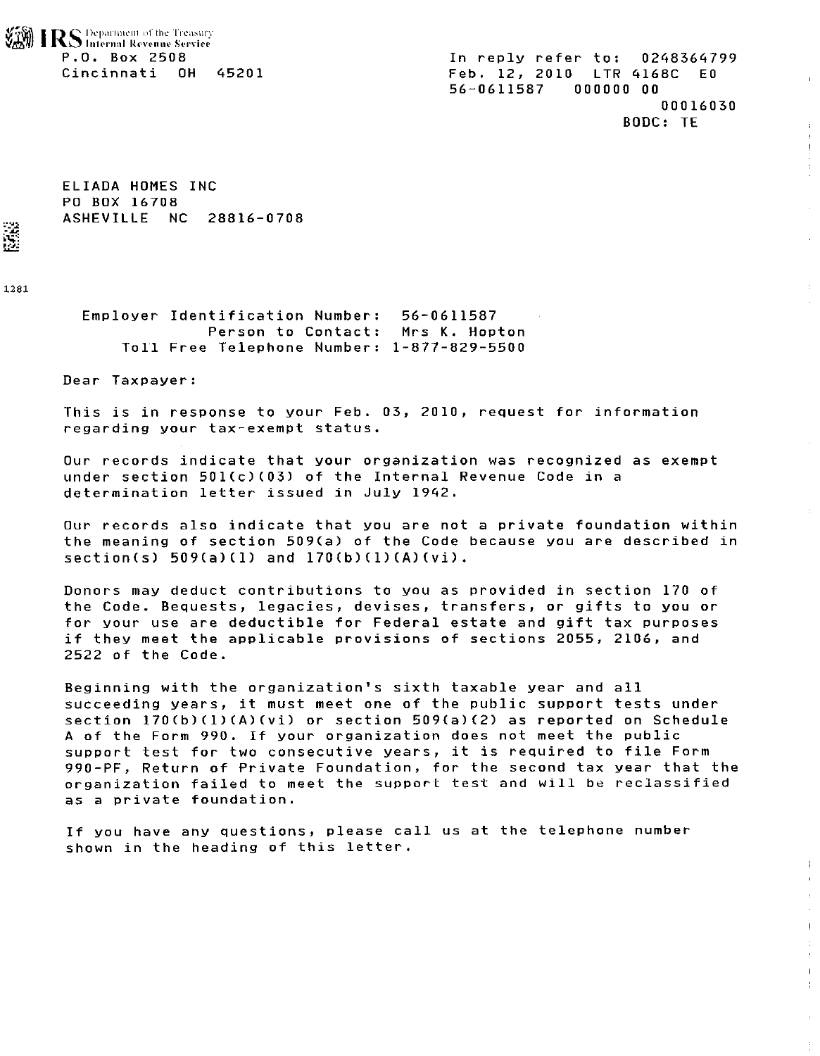IRS Department of the Treasury
Internal Revenue Service

P.O. Box 2508
Cincinnati OH 45201

In reply refer to: 0248364799
Feb. 12, 2010 LTR 4168C E0
56-0611587 000000 00
00016030
BODC: TE

ELIADA HOMES INC
PO BOX 16708
ASHEVILLE NC 28816-0708

1281

Employer Identification Number: 56-0611587
Person to Contact: Mrs K. Hopton
Toll Free Telephone Number: 1-877-829-5500

Dear Taxpayer:

This is in response to your Feb. 03, 2010, request for information regarding your tax-exempt status.

Our records indicate that your organization was recognized as exempt under section 501(c)(03) of the Internal Revenue Code in a determination letter issued in July 1942.

Our records also indicate that you are not a private foundation within the meaning of section 509(a) of the Code because you are described in section(s) 509(a)(1) and 170(b)(1)(A)(vi).

Donors may deduct contributions to you as provided in section 170 of the Code. Bequests, legacies, devises, transfers, or gifts to you or for your use are deductible for Federal estate and gift tax purposes if they meet the applicable provisions of sections 2055, 2106, and 2522 of the Code.

Beginning with the organization's sixth taxable year and all succeeding years, it must meet one of the public support tests under section 170(b)(1)(A)(vi) or section 509(a)(2) as reported on Schedule A of the Form 990. If your organization does not meet the public support test for two consecutive years, it is required to file Form 990-PF, Return of Private Foundation, for the second tax year that the organization failed to meet the support test and will be reclassified as a private foundation.

If you have any questions, please call us at the telephone number shown in the heading of this letter.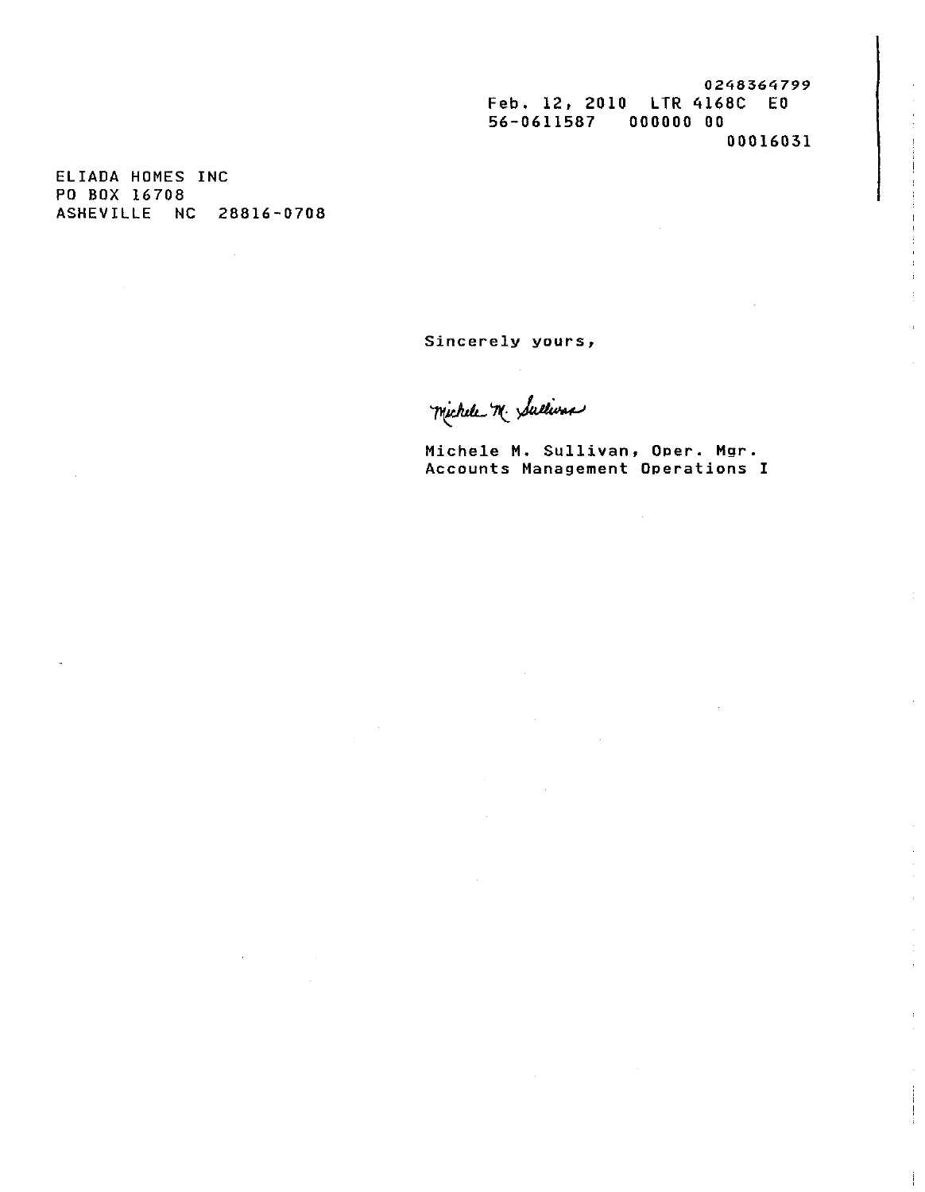0248364799
Feb. 12, 2010 LTR 4168C E0
56-0611587 000000 00
00016031

ELIADA HOMES INC
PO BOX 16708
ASHEVILLE NC 28816-0708

Sincerely yours,

Michele M. Sullivan

Michele M. Sullivan, Oper. Mgr.
Accounts Management Operations I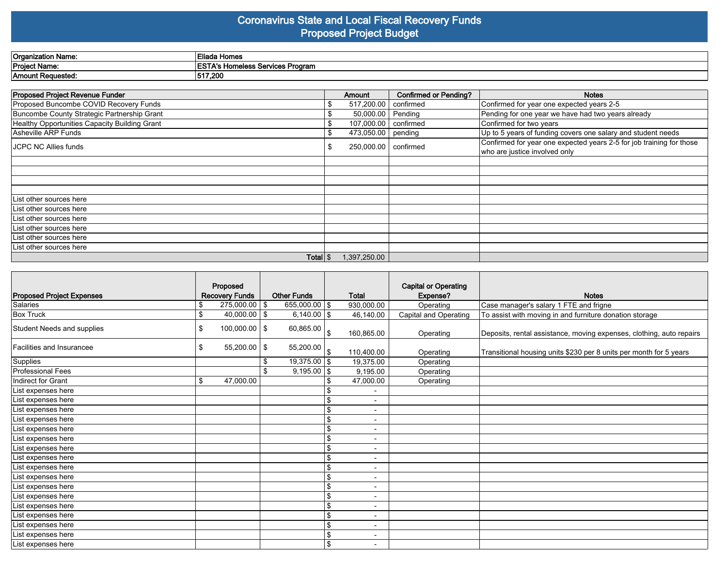# Coronavirus State and Local Fiscal Recovery Funds
## Proposed Project Budget

| | |
|---|---|
| **Organization Name:** | **Eliada Homes** |
| **Project Name:** | **ESTA's Homeless Services Program** |
| **Amount Requested:** | **517,200** |

| Proposed Project Revenue Funder | Amount | Confirmed or Pending? | Notes |
|---|---|---|---|
| Proposed Buncombe COVID Recovery Funds | $ 517,200.00 | confirmed | Confirmed for year one expected years 2-5 |
| Buncombe County Strategic Partnership Grant | $ 50,000.00 | Pending | Pending for one year we have had two years already |
| Healthy Opportunities Capacity Building Grant | $ 107,000.00 | confirmed | Confirmed for two years |
| Asheville ARP Funds | $ 473,050.00 | pending | Up to 5 years of funding covers one salary and student needs |
| JCPC NC Allies funds | $ 250,000.00 | confirmed | Confirmed for year one expected years 2-5 for job training for those who are justice involved only |
| | | | |
| | | | |
| | | | |
| | | | |
| List other sources here | | | |
| List other sources here | | | |
| List other sources here | | | |
| List other sources here | | | |
| List other sources here | | | |
| List other sources here | | | |
| **Total** | $ 1,397,250.00 | | |

| Proposed Project Expenses | Proposed Recovery Funds | Other Funds | Total | Capital or Operating Expense? | Notes |
|---|---|---|---|---|---|
| Salaries | $ 275,000.00 | $ 655,000.00 | $ 930,000.00 | Operating | Case manager's salary 1 FTE and frigne |
| Box Truck | $ 40,000.00 | $ 6,140.00 | $ 46,140.00 | Capital and Operating | To assist with moving in and furniture donation storage |
| Student Needs and supplies | $ 100,000.00 | $ 60,865.00 | $ 160,865.00 | Operating | Deposits, rental assistance, moving expenses, clothing, auto repairs |
| Facilities and Insurancee | $ 55,200.00 | $ 55,200.00 | $ 110,400.00 | Operating | Transitional housing units $230 per 8 units per month for 5 years |
| Supplies | | $ 19,375.00 | $ 19,375.00 | Operating | |
| Professional Fees | | $ 9,195.00 | $ 9,195.00 | Operating | |
| Indirect for Grant | $ 47,000.00 | | $ 47,000.00 | Operating | |
| List expenses here | | | $ - | | |
| List expenses here | | | $ - | | |
| List expenses here | | | $ - | | |
| List expenses here | | | $ - | | |
| List expenses here | | | $ - | | |
| List expenses here | | | $ - | | |
| List expenses here | | | $ - | | |
| List expenses here | | | $ - | | |
| List expenses here | | | $ - | | |
| List expenses here | | | $ - | | |
| List expenses here | | | $ - | | |
| List expenses here | | | $ - | | |
| List expenses here | | | $ - | | |
| List expenses here | | | $ - | | |
| List expenses here | | | $ - | | |
| List expenses here | | | $ - | | |
| List expenses here | | | $ - | | |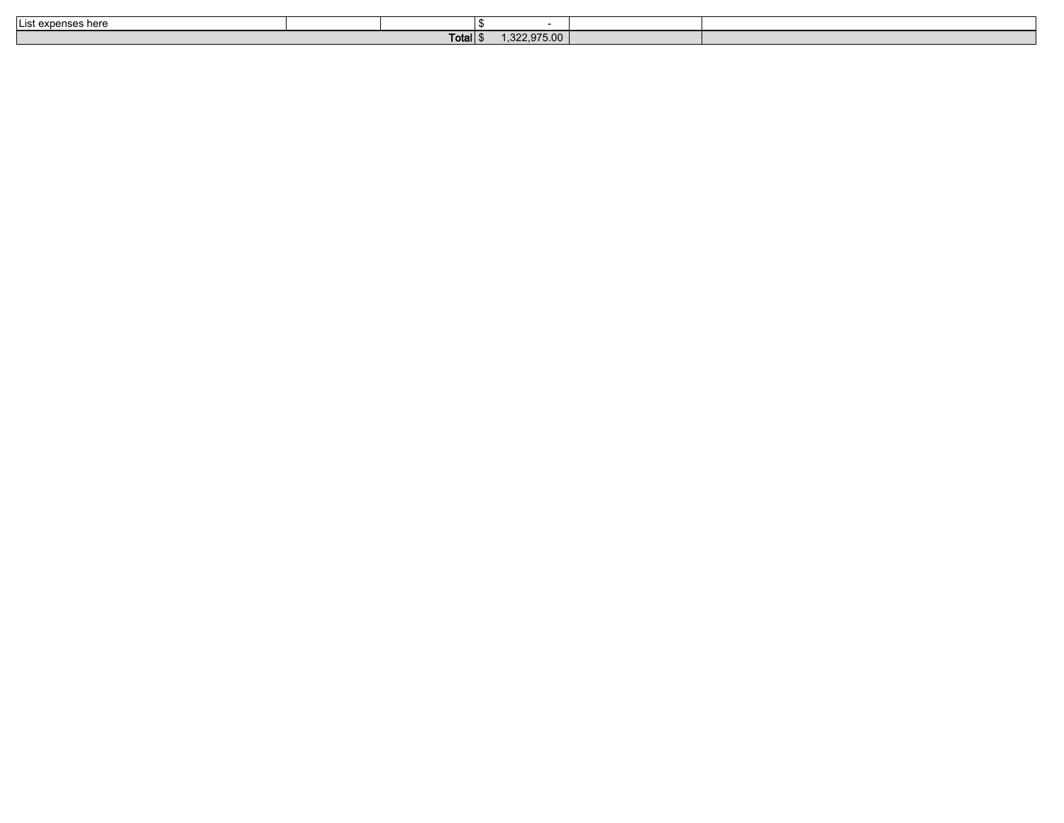| | | | | | |
|---|---|---|---|---|---|
| List expenses here | | | $ - | | |
| | | **Total** | $ 1,322,975.00 | | |